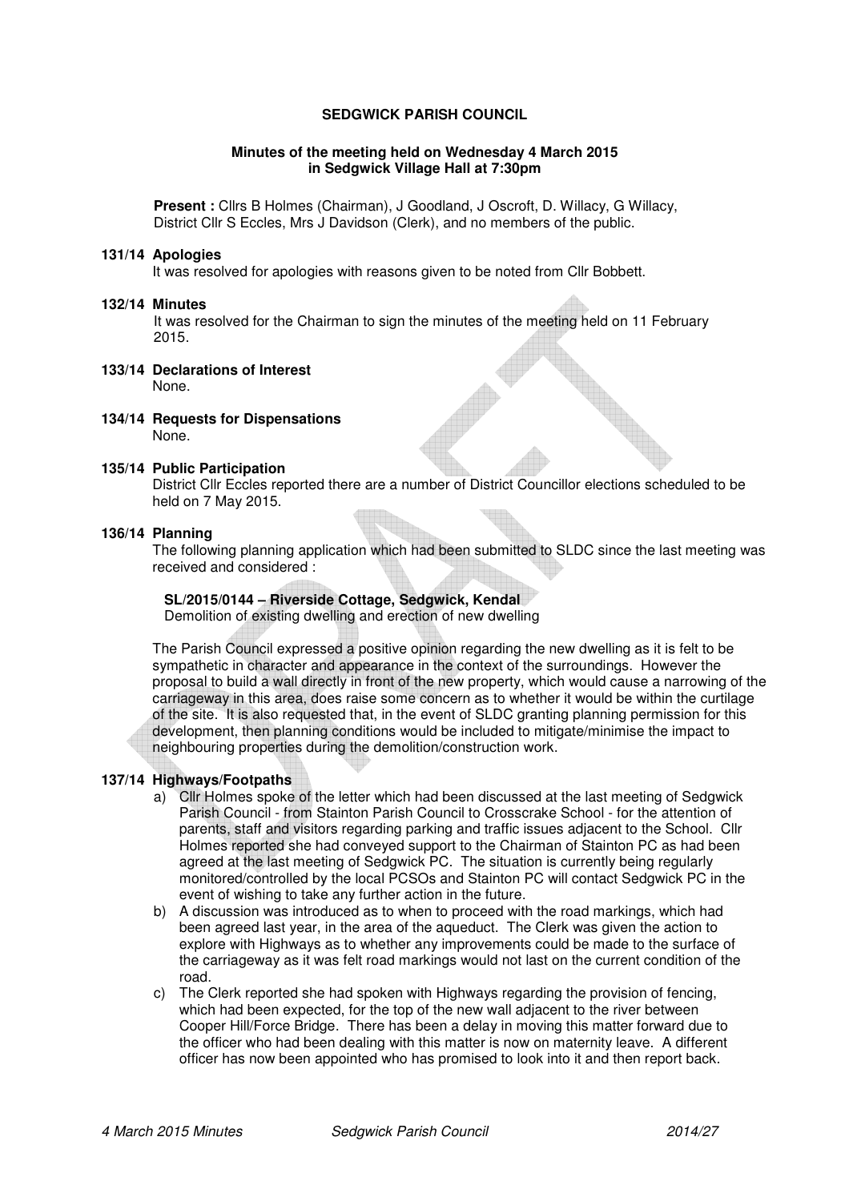# SEDGWICK PARISH COUNCIL

**Minutes of the meeting held on Wednesday 4 March 2015 in Sedgwick Village Hall at 7:30pm**

**Present :** Cllrs B Holmes (Chairman), J Goodland, J Oscroft, D. Willacy, G Willacy, District Cllr S Eccles, Mrs J Davidson (Clerk), and no members of the public.

**131/14 Apologies**

It was resolved for apologies with reasons given to be noted from Cllr Bobbett.

**132/14 Minutes**

It was resolved for the Chairman to sign the minutes of the meeting held on 11 February 2015.

**133/14 Declarations of Interest**

None.

**134/14 Requests for Dispensations**

None.

**135/14 Public Participation**

District Cllr Eccles reported there are a number of District Councillor elections scheduled to be held on 7 May 2015.

**136/14 Planning**

The following planning application which had been submitted to SLDC since the last meeting was received and considered :

**SL/2015/0144 – Riverside Cottage, Sedgwick, Kendal**
Demolition of existing dwelling and erection of new dwelling

The Parish Council expressed a positive opinion regarding the new dwelling as it is felt to be sympathetic in character and appearance in the context of the surroundings. However the proposal to build a wall directly in front of the new property, which would cause a narrowing of the carriageway in this area, does raise some concern as to whether it would be within the curtilage of the site. It is also requested that, in the event of SLDC granting planning permission for this development, then planning conditions would be included to mitigate/minimise the impact to neighbouring properties during the demolition/construction work.

**137/14 Highways/Footpaths**

a) Cllr Holmes spoke of the letter which had been discussed at the last meeting of Sedgwick Parish Council - from Stainton Parish Council to Crosscrake School - for the attention of parents, staff and visitors regarding parking and traffic issues adjacent to the School. Cllr Holmes reported she had conveyed support to the Chairman of Stainton PC as had been agreed at the last meeting of Sedgwick PC. The situation is currently being regularly monitored/controlled by the local PCSOs and Stainton PC will contact Sedgwick PC in the event of wishing to take any further action in the future.

b) A discussion was introduced as to when to proceed with the road markings, which had been agreed last year, in the area of the aqueduct. The Clerk was given the action to explore with Highways as to whether any improvements could be made to the surface of the carriageway as it was felt road markings would not last on the current condition of the road.

c) The Clerk reported she had spoken with Highways regarding the provision of fencing, which had been expected, for the top of the new wall adjacent to the river between Cooper Hill/Force Bridge. There has been a delay in moving this matter forward due to the officer who had been dealing with this matter is now on maternity leave. A different officer has now been appointed who has promised to look into it and then report back.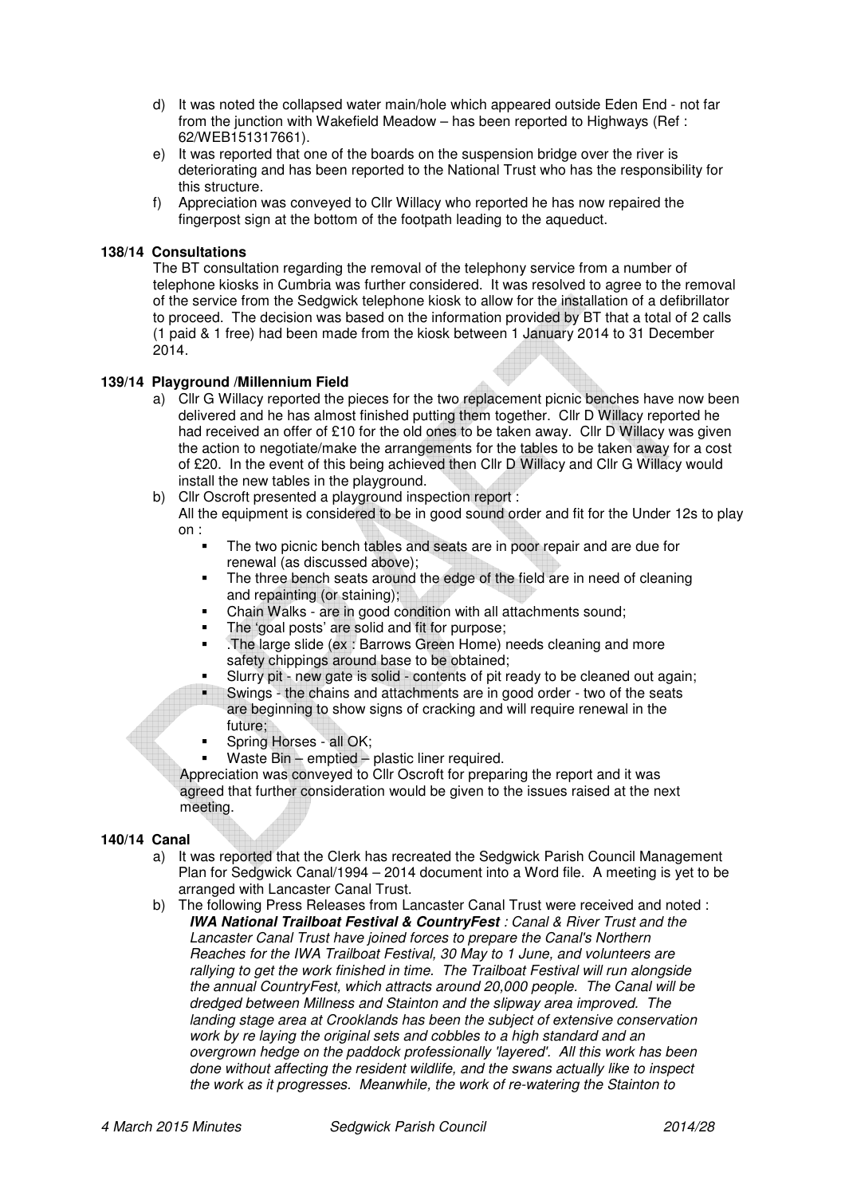d) It was noted the collapsed water main/hole which appeared outside Eden End - not far from the junction with Wakefield Meadow – has been reported to Highways (Ref : 62/WEB151317661).

e) It was reported that one of the boards on the suspension bridge over the river is deteriorating and has been reported to the National Trust who has the responsibility for this structure.

f) Appreciation was conveyed to Cllr Willacy who reported he has now repaired the fingerpost sign at the bottom of the footpath leading to the aqueduct.

**138/14 Consultations**

The BT consultation regarding the removal of the telephony service from a number of telephone kiosks in Cumbria was further considered. It was resolved to agree to the removal of the service from the Sedgwick telephone kiosk to allow for the installation of a defibrillator to proceed. The decision was based on the information provided by BT that a total of 2 calls (1 paid & 1 free) had been made from the kiosk between 1 January 2014 to 31 December 2014.

**139/14 Playground /Millennium Field**

a) Cllr G Willacy reported the pieces for the two replacement picnic benches have now been delivered and he has almost finished putting them together. Cllr D Willacy reported he had received an offer of £10 for the old ones to be taken away. Cllr D Willacy was given the action to negotiate/make the arrangements for the tables to be taken away for a cost of £20. In the event of this being achieved then Cllr D Willacy and Cllr G Willacy would install the new tables in the playground.

b) Cllr Oscroft presented a playground inspection report :
All the equipment is considered to be in good sound order and fit for the Under 12s to play on :

- The two picnic bench tables and seats are in poor repair and are due for renewal (as discussed above);
- The three bench seats around the edge of the field are in need of cleaning and repainting (or staining);
- Chain Walks - are in good condition with all attachments sound;
- The 'goal posts' are solid and fit for purpose;
- .The large slide (ex : Barrows Green Home) needs cleaning and more safety chippings around base to be obtained;
- Slurry pit - new gate is solid - contents of pit ready to be cleaned out again;
- Swings - the chains and attachments are in good order - two of the seats are beginning to show signs of cracking and will require renewal in the future;
- Spring Horses - all OK;
- Waste Bin – emptied – plastic liner required.

Appreciation was conveyed to Cllr Oscroft for preparing the report and it was agreed that further consideration would be given to the issues raised at the next meeting.

**140/14 Canal**

a) It was reported that the Clerk has recreated the Sedgwick Parish Council Management Plan for Sedgwick Canal/1994 – 2014 document into a Word file. A meeting is yet to be arranged with Lancaster Canal Trust.

b) The following Press Releases from Lancaster Canal Trust were received and noted :
***IWA National Trailboat Festival & CountryFest*** *: Canal & River Trust and the Lancaster Canal Trust have joined forces to prepare the Canal's Northern Reaches for the IWA Trailboat Festival, 30 May to 1 June, and volunteers are rallying to get the work finished in time. The Trailboat Festival will run alongside the annual CountryFest, which attracts around 20,000 people. The Canal will be dredged between Millness and Stainton and the slipway area improved. The landing stage area at Crooklands has been the subject of extensive conservation work by re laying the original sets and cobbles to a high standard and an overgrown hedge on the paddock professionally 'layered'. All this work has been done without affecting the resident wildlife, and the swans actually like to inspect the work as it progresses. Meanwhile, the work of re-watering the Stainton to*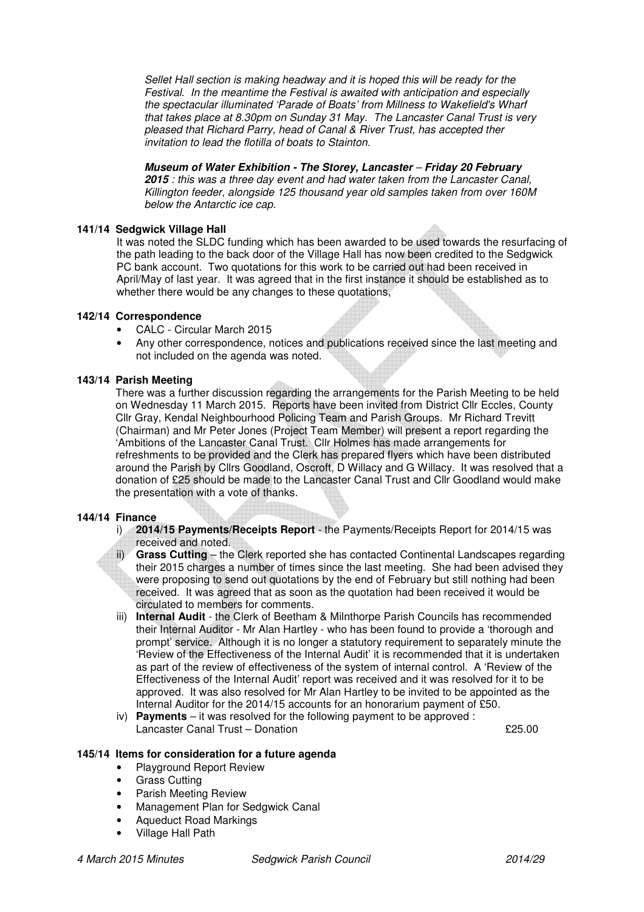*Sellet Hall section is making headway and it is hoped this will be ready for the Festival. In the meantime the Festival is awaited with anticipation and especially the spectacular illuminated 'Parade of Boats' from Millness to Wakefield's Wharf that takes place at 8.30pm on Sunday 31 May. The Lancaster Canal Trust is very pleased that Richard Parry, head of Canal & River Trust, has accepted ther invitation to lead the flotilla of boats to Stainton.*

***Museum of Water Exhibition - The Storey, Lancaster – Friday 20 February 2015*** *: this was a three day event and had water taken from the Lancaster Canal, Killington feeder, alongside 125 thousand year old samples taken from over 160M below the Antarctic ice cap.*

**141/14 Sedgwick Village Hall**

It was noted the SLDC funding which has been awarded to be used towards the resurfacing of the path leading to the back door of the Village Hall has now been credited to the Sedgwick PC bank account. Two quotations for this work to be carried out had been received in April/May of last year. It was agreed that in the first instance it should be established as to whether there would be any changes to these quotations,

**142/14 Correspondence**

- CALC - Circular March 2015
- Any other correspondence, notices and publications received since the last meeting and not included on the agenda was noted.

**143/14 Parish Meeting**

There was a further discussion regarding the arrangements for the Parish Meeting to be held on Wednesday 11 March 2015. Reports have been invited from District Cllr Eccles, County Cllr Gray, Kendal Neighbourhood Policing Team and Parish Groups. Mr Richard Trevitt (Chairman) and Mr Peter Jones (Project Team Member) will present a report regarding the 'Ambitions of the Lancaster Canal Trust. Cllr Holmes has made arrangements for refreshments to be provided and the Clerk has prepared flyers which have been distributed around the Parish by Cllrs Goodland, Oscroft, D Willacy and G Willacy. It was resolved that a donation of £25 should be made to the Lancaster Canal Trust and Cllr Goodland would make the presentation with a vote of thanks.

**144/14 Finance**

i) **2014/15 Payments/Receipts Report** - the Payments/Receipts Report for 2014/15 was received and noted.

ii) **Grass Cutting** – the Clerk reported she has contacted Continental Landscapes regarding their 2015 charges a number of times since the last meeting. She had been advised they were proposing to send out quotations by the end of February but still nothing had been received. It was agreed that as soon as the quotation had been received it would be circulated to members for comments.

iii) **Internal Audit** - the Clerk of Beetham & Milnthorpe Parish Councils has recommended their Internal Auditor - Mr Alan Hartley - who has been found to provide a 'thorough and prompt' service. Although it is no longer a statutory requirement to separately minute the 'Review of the Effectiveness of the Internal Audit' it is recommended that it is undertaken as part of the review of effectiveness of the system of internal control. A 'Review of the Effectiveness of the Internal Audit' report was received and it was resolved for it to be approved. It was also resolved for Mr Alan Hartley to be invited to be appointed as the Internal Auditor for the 2014/15 accounts for an honorarium payment of £50.

iv) **Payments** – it was resolved for the following payment to be approved :

| | |
|---|---|
| Lancaster Canal Trust – Donation | £25.00 |

**145/14 Items for consideration for a future agenda**

- Playground Report Review
- Grass Cutting
- Parish Meeting Review
- Management Plan for Sedgwick Canal
- Aqueduct Road Markings
- Village Hall Path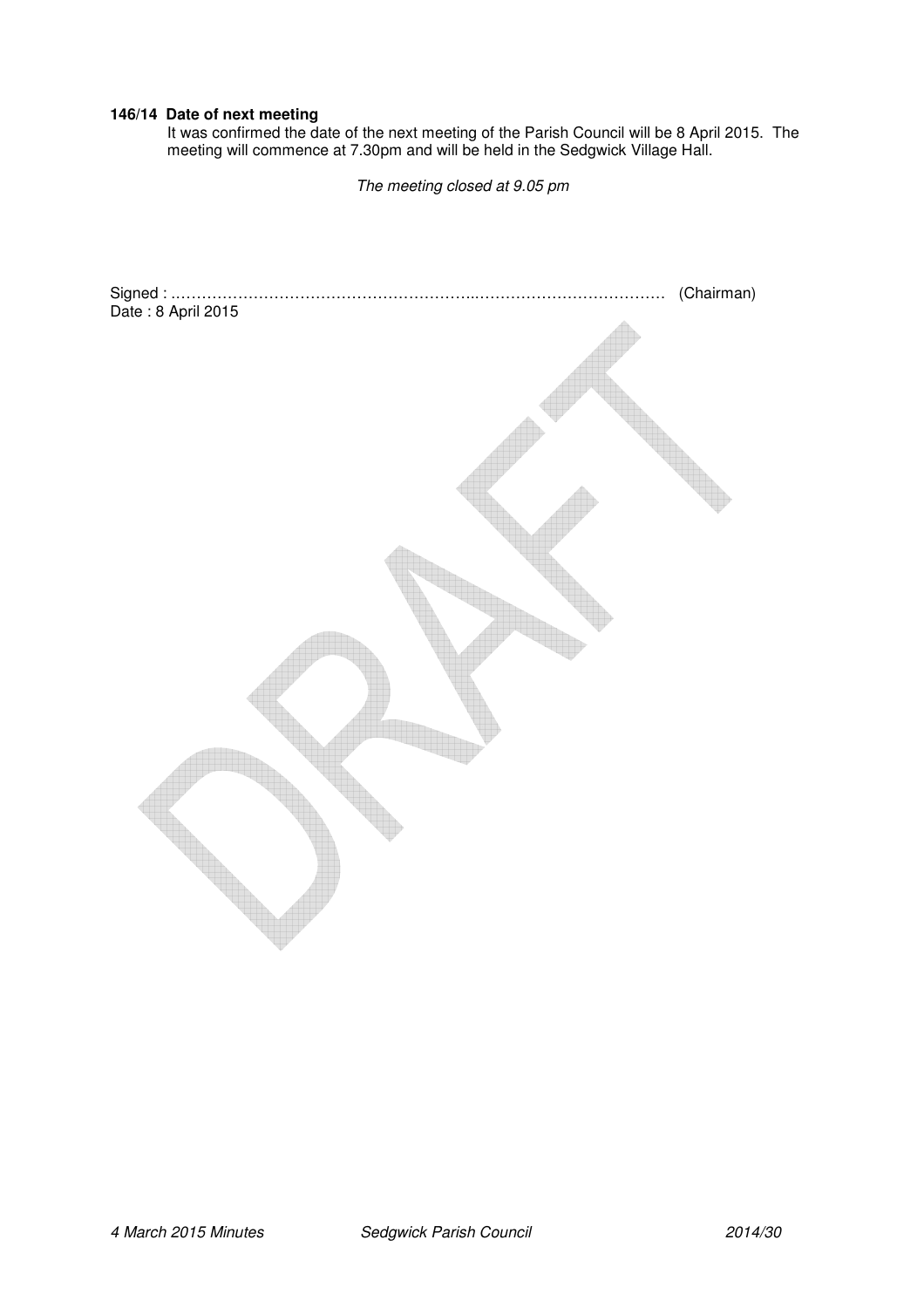**146/14 Date of next meeting**

It was confirmed the date of the next meeting of the Parish Council will be 8 April 2015. The meeting will commence at 7.30pm and will be held in the Sedgwick Village Hall.

*The meeting closed at 9.05 pm*

Signed : ………………………………………………………..……………………………… (Chairman)
Date : 8 April 2015